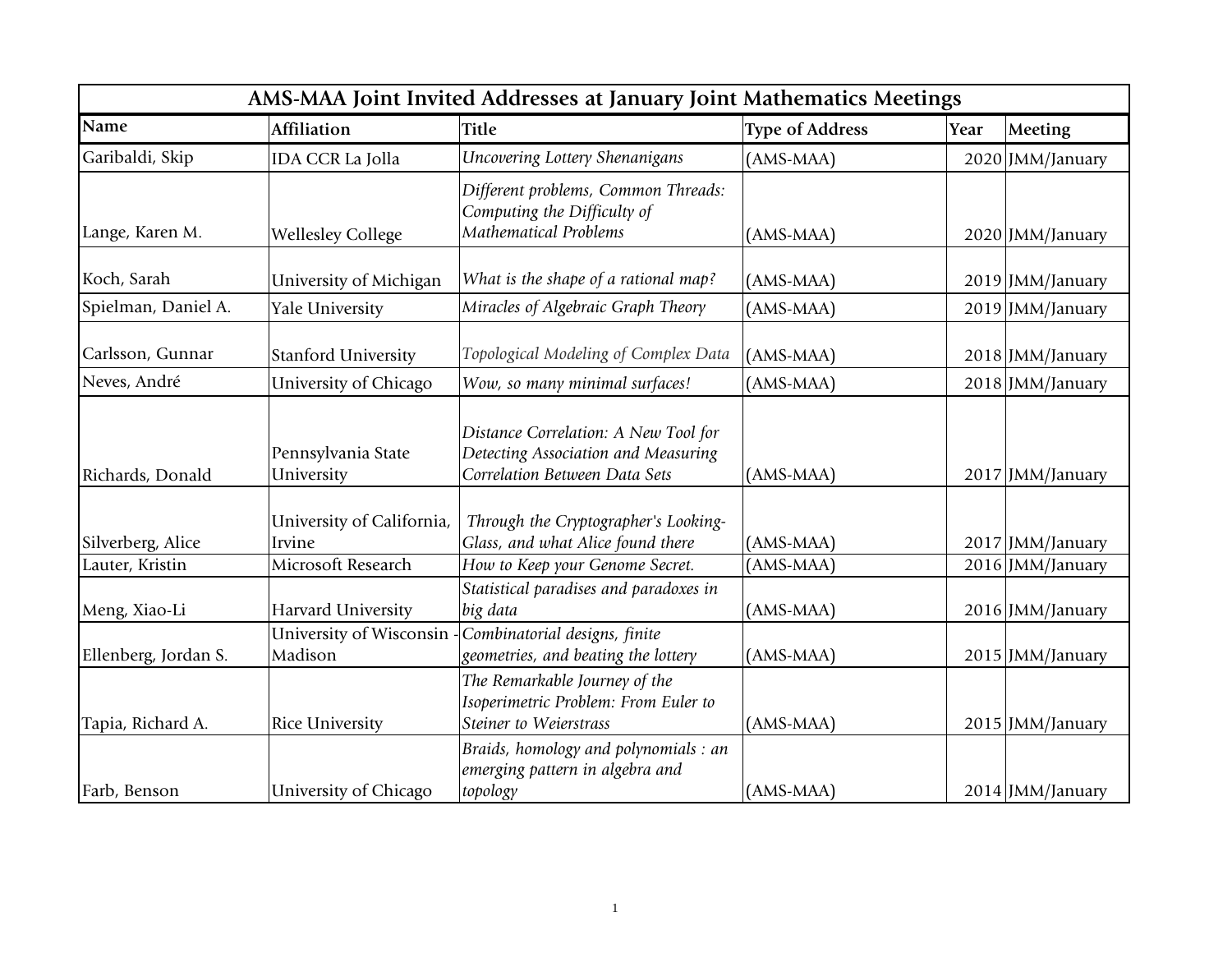# AMS-MAA Joint Invited Addresses at January Joint Mathematics Meetings

| Name | Affiliation | Title | Type of Address | Year | Meeting |
|---|---|---|---|---|---|
| Garibaldi, Skip | IDA CCR La Jolla | *Uncovering Lottery Shenanigans* | (AMS-MAA) | 2020 | JMM/January |
| Lange, Karen M. | Wellesley College | *Different problems, Common Threads: Computing the Difficulty of Mathematical Problems* | (AMS-MAA) | 2020 | JMM/January |
| Koch, Sarah | University of Michigan | *What is the shape of a rational map?* | (AMS-MAA) | 2019 | JMM/January |
| Spielman, Daniel A. | Yale University | *Miracles of Algebraic Graph Theory* | (AMS-MAA) | 2019 | JMM/January |
| Carlsson, Gunnar | Stanford University | *Topological Modeling of Complex Data* | (AMS-MAA) | 2018 | JMM/January |
| Neves, André | University of Chicago | *Wow, so many minimal surfaces!* | (AMS-MAA) | 2018 | JMM/January |
| Richards, Donald | Pennsylvania State University | *Distance Correlation: A New Tool for Detecting Association and Measuring Correlation Between Data Sets* | (AMS-MAA) | 2017 | JMM/January |
| Silverberg, Alice | University of California, Irvine | *Through the Cryptographer's Looking-Glass, and what Alice found there* | (AMS-MAA) | 2017 | JMM/January |
| Lauter, Kristin | Microsoft Research | *How to Keep your Genome Secret.* | (AMS-MAA) | 2016 | JMM/January |
| Meng, Xiao-Li | Harvard University | *Statistical paradises and paradoxes in big data* | (AMS-MAA) | 2016 | JMM/January |
| Ellenberg, Jordan S. | University of Wisconsin - Madison | *Combinatorial designs, finite geometries, and beating the lottery* | (AMS-MAA) | 2015 | JMM/January |
| Tapia, Richard A. | Rice University | *The Remarkable Journey of the Isoperimetric Problem: From Euler to Steiner to Weierstrass* | (AMS-MAA) | 2015 | JMM/January |
| Farb, Benson | University of Chicago | *Braids, homology and polynomials : an emerging pattern in algebra and topology* | (AMS-MAA) | 2014 | JMM/January |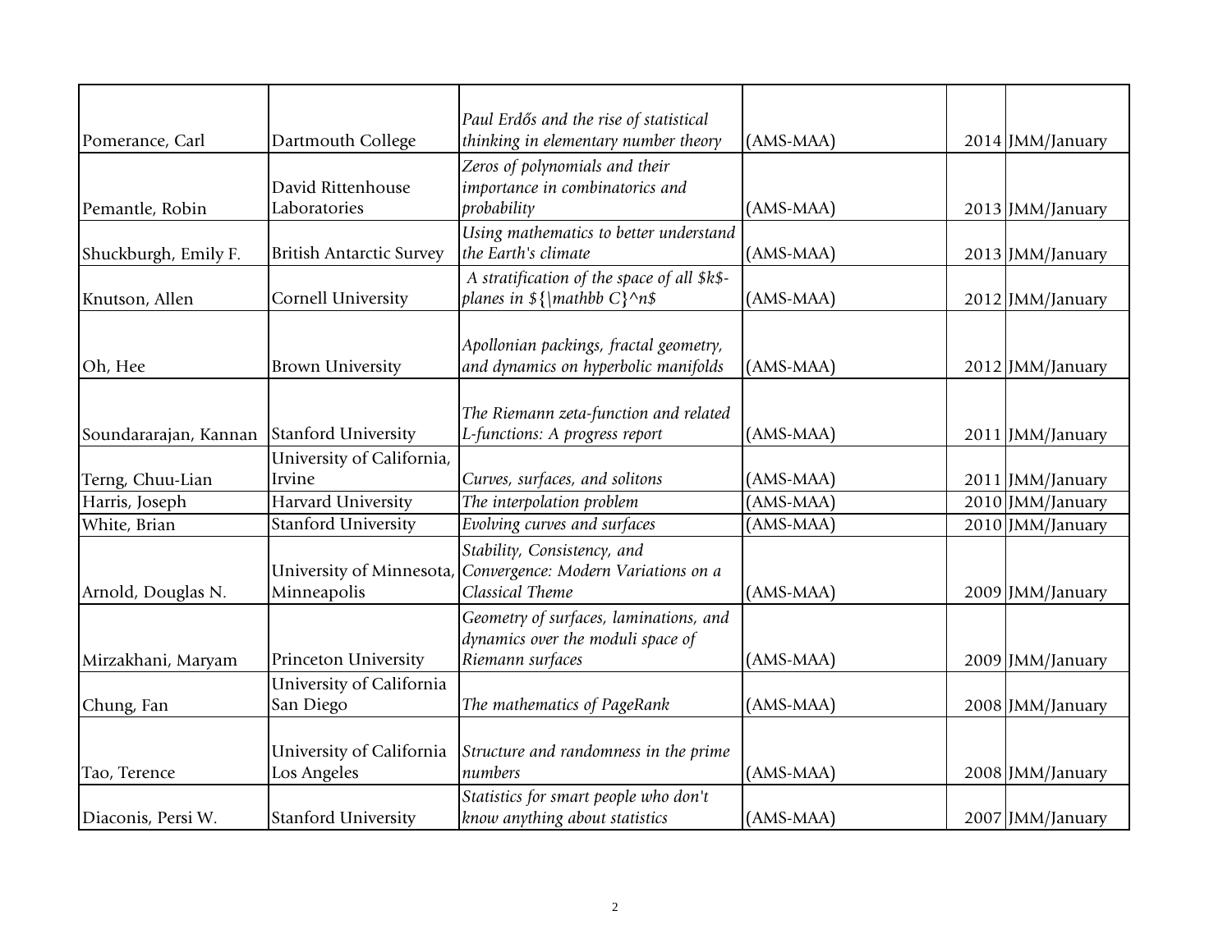| | | | | | |
|---|---|---|---|---|---|
| Pomerance, Carl | Dartmouth College | *Paul Erdős and the rise of statistical thinking in elementary number theory* | (AMS-MAA) | 2014 | JMM/January |
| Pemantle, Robin | David Rittenhouse Laboratories | *Zeros of polynomials and their importance in combinatorics and probability* | (AMS-MAA) | 2013 | JMM/January |
| Shuckburgh, Emily F. | British Antarctic Survey | *Using mathematics to better understand the Earth's climate* | (AMS-MAA) | 2013 | JMM/January |
| Knutson, Allen | Cornell University | *A stratification of the space of all $k$-planes in ${\mathbb C}^n$* | (AMS-MAA) | 2012 | JMM/January |
| Oh, Hee | Brown University | *Apollonian packings, fractal geometry, and dynamics on hyperbolic manifolds* | (AMS-MAA) | 2012 | JMM/January |
| Soundararajan, Kannan | Stanford University | *The Riemann zeta-function and related L-functions: A progress report* | (AMS-MAA) | 2011 | JMM/January |
| Terng, Chuu-Lian | University of California, Irvine | *Curves, surfaces, and solitons* | (AMS-MAA) | 2011 | JMM/January |
| Harris, Joseph | Harvard University | *The interpolation problem* | (AMS-MAA) | 2010 | JMM/January |
| White, Brian | Stanford University | *Evolving curves and surfaces* | (AMS-MAA) | 2010 | JMM/January |
| Arnold, Douglas N. | University of Minnesota, Minneapolis | *Stability, Consistency, and Convergence: Modern Variations on a Classical Theme* | (AMS-MAA) | 2009 | JMM/January |
| Mirzakhani, Maryam | Princeton University | *Geometry of surfaces, laminations, and dynamics over the moduli space of Riemann surfaces* | (AMS-MAA) | 2009 | JMM/January |
| Chung, Fan | University of California San Diego | *The mathematics of PageRank* | (AMS-MAA) | 2008 | JMM/January |
| Tao, Terence | University of California Los Angeles | *Structure and randomness in the prime numbers* | (AMS-MAA) | 2008 | JMM/January |
| Diaconis, Persi W. | Stanford University | *Statistics for smart people who don't know anything about statistics* | (AMS-MAA) | 2007 | JMM/January |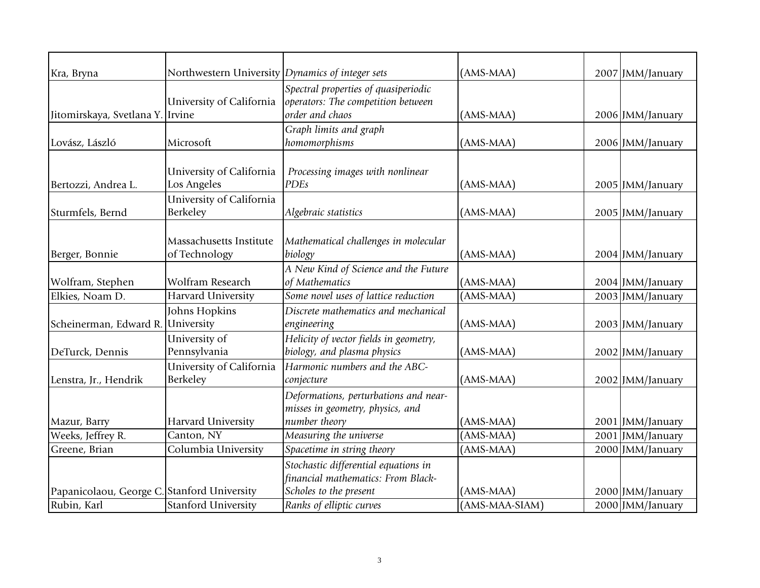| | | | | | |
|---|---|---|---|---|---|
| Kra, Bryna | Northwestern University | *Dynamics of integer sets* | (AMS-MAA) | 2007 | JMM/January |
| Jitomirskaya, Svetlana Y. | University of California Irvine | *Spectral properties of quasiperiodic operators: The competition between order and chaos* | (AMS-MAA) | 2006 | JMM/January |
| Lovász, László | Microsoft | *Graph limits and graph homomorphisms* | (AMS-MAA) | 2006 | JMM/January |
| Bertozzi, Andrea L. | University of California Los Angeles | *Processing images with nonlinear PDEs* | (AMS-MAA) | 2005 | JMM/January |
| Sturmfels, Bernd | University of California Berkeley | *Algebraic statistics* | (AMS-MAA) | 2005 | JMM/January |
| Berger, Bonnie | Massachusetts Institute of Technology | *Mathematical challenges in molecular biology* | (AMS-MAA) | 2004 | JMM/January |
| Wolfram, Stephen | Wolfram Research | *A New Kind of Science and the Future of Mathematics* | (AMS-MAA) | 2004 | JMM/January |
| Elkies, Noam D. | Harvard University | *Some novel uses of lattice reduction* | (AMS-MAA) | 2003 | JMM/January |
| Scheinerman, Edward R. | Johns Hopkins University | *Discrete mathematics and mechanical engineering* | (AMS-MAA) | 2003 | JMM/January |
| DeTurck, Dennis | University of Pennsylvania | *Helicity of vector fields in geometry, biology, and plasma physics* | (AMS-MAA) | 2002 | JMM/January |
| Lenstra, Jr., Hendrik | University of California Berkeley | *Harmonic numbers and the ABC-conjecture* | (AMS-MAA) | 2002 | JMM/January |
| Mazur, Barry | Harvard University | *Deformations, perturbations and near-misses in geometry, physics, and number theory* | (AMS-MAA) | 2001 | JMM/January |
| Weeks, Jeffrey R. | Canton, NY | *Measuring the universe* | (AMS-MAA) | 2001 | JMM/January |
| Greene, Brian | Columbia University | *Spacetime in string theory* | (AMS-MAA) | 2000 | JMM/January |
| Papanicolaou, George C. | Stanford University | *Stochastic differential equations in financial mathematics: From Black-Scholes to the present* | (AMS-MAA) | 2000 | JMM/January |
| Rubin, Karl | Stanford University | *Ranks of elliptic curves* | (AMS-MAA-SIAM) | 2000 | JMM/January |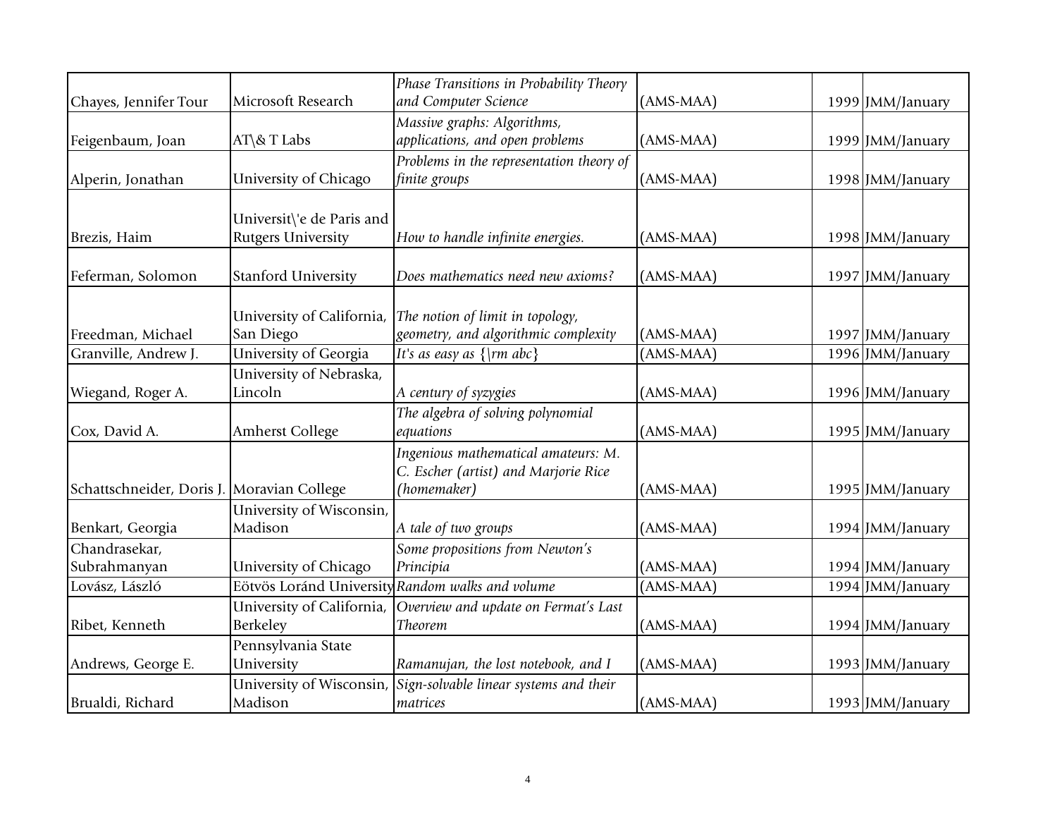| | | | | | |
|---|---|---|---|---|---|
| Chayes, Jennifer Tour | Microsoft Research | *Phase Transitions in Probability Theory and Computer Science* | (AMS-MAA) | 1999 | JMM/January |
| Feigenbaum, Joan | AT\& T Labs | *Massive graphs: Algorithms, applications, and open problems* | (AMS-MAA) | 1999 | JMM/January |
| Alperin, Jonathan | University of Chicago | *Problems in the representation theory of finite groups* | (AMS-MAA) | 1998 | JMM/January |
| Brezis, Haim | Universit\'e de Paris and Rutgers University | *How to handle infinite energies.* | (AMS-MAA) | 1998 | JMM/January |
| Feferman, Solomon | Stanford University | *Does mathematics need new axioms?* | (AMS-MAA) | 1997 | JMM/January |
| Freedman, Michael | University of California, San Diego | *The notion of limit in topology, geometry, and algorithmic complexity* | (AMS-MAA) | 1997 | JMM/January |
| Granville, Andrew J. | University of Georgia | *It's as easy as {\rm abc}* | (AMS-MAA) | 1996 | JMM/January |
| Wiegand, Roger A. | University of Nebraska, Lincoln | *A century of syzygies* | (AMS-MAA) | 1996 | JMM/January |
| Cox, David A. | Amherst College | *The algebra of solving polynomial equations* | (AMS-MAA) | 1995 | JMM/January |
| Schattschneider, Doris J. | Moravian College | *Ingenious mathematical amateurs: M. C. Escher (artist) and Marjorie Rice (homemaker)* | (AMS-MAA) | 1995 | JMM/January |
| Benkart, Georgia | University of Wisconsin, Madison | *A tale of two groups* | (AMS-MAA) | 1994 | JMM/January |
| Chandrasekar, Subrahmanyan | University of Chicago | *Some propositions from Newton's Principia* | (AMS-MAA) | 1994 | JMM/January |
| Lovász, László | Eötvös Loránd University | *Random walks and volume* | (AMS-MAA) | 1994 | JMM/January |
| Ribet, Kenneth | University of California, Berkeley | *Overview and update on Fermat's Last Theorem* | (AMS-MAA) | 1994 | JMM/January |
| Andrews, George E. | Pennsylvania State University | *Ramanujan, the lost notebook, and I* | (AMS-MAA) | 1993 | JMM/January |
| Brualdi, Richard | University of Wisconsin, Madison | *Sign-solvable linear systems and their matrices* | (AMS-MAA) | 1993 | JMM/January |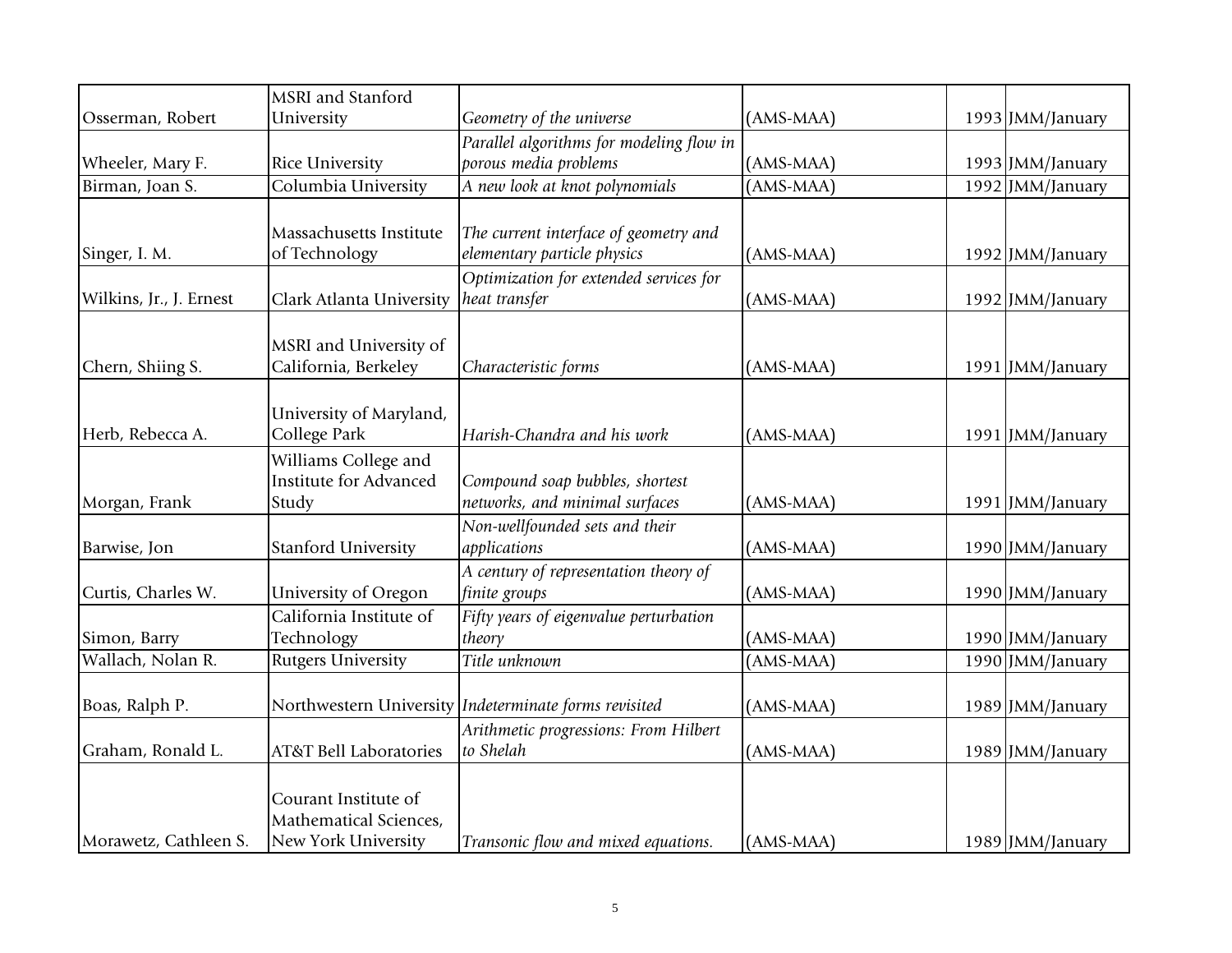| | | | | | |
|---|---|---|---|---|---|
| Osserman, Robert | MSRI and Stanford University | *Geometry of the universe* | (AMS-MAA) | 1993 | JMM/January |
| Wheeler, Mary F. | Rice University | *Parallel algorithms for modeling flow in porous media problems* | (AMS-MAA) | 1993 | JMM/January |
| Birman, Joan S. | Columbia University | *A new look at knot polynomials* | (AMS-MAA) | 1992 | JMM/January |
| Singer, I. M. | Massachusetts Institute of Technology | *The current interface of geometry and elementary particle physics* | (AMS-MAA) | 1992 | JMM/January |
| Wilkins, Jr., J. Ernest | Clark Atlanta University | *Optimization for extended services for heat transfer* | (AMS-MAA) | 1992 | JMM/January |
| Chern, Shiing S. | MSRI and University of California, Berkeley | *Characteristic forms* | (AMS-MAA) | 1991 | JMM/January |
| Herb, Rebecca A. | University of Maryland, College Park | *Harish-Chandra and his work* | (AMS-MAA) | 1991 | JMM/January |
| Morgan, Frank | Williams College and Institute for Advanced Study | *Compound soap bubbles, shortest networks, and minimal surfaces* | (AMS-MAA) | 1991 | JMM/January |
| Barwise, Jon | Stanford University | *Non-wellfounded sets and their applications* | (AMS-MAA) | 1990 | JMM/January |
| Curtis, Charles W. | University of Oregon | *A century of representation theory of finite groups* | (AMS-MAA) | 1990 | JMM/January |
| Simon, Barry | California Institute of Technology | *Fifty years of eigenvalue perturbation theory* | (AMS-MAA) | 1990 | JMM/January |
| Wallach, Nolan R. | Rutgers University | *Title unknown* | (AMS-MAA) | 1990 | JMM/January |
| Boas, Ralph P. | Northwestern University | *Indeterminate forms revisited* | (AMS-MAA) | 1989 | JMM/January |
| Graham, Ronald L. | AT&T Bell Laboratories | *Arithmetic progressions: From Hilbert to Shelah* | (AMS-MAA) | 1989 | JMM/January |
| Morawetz, Cathleen S. | Courant Institute of Mathematical Sciences, New York University | *Transonic flow and mixed equations.* | (AMS-MAA) | 1989 | JMM/January |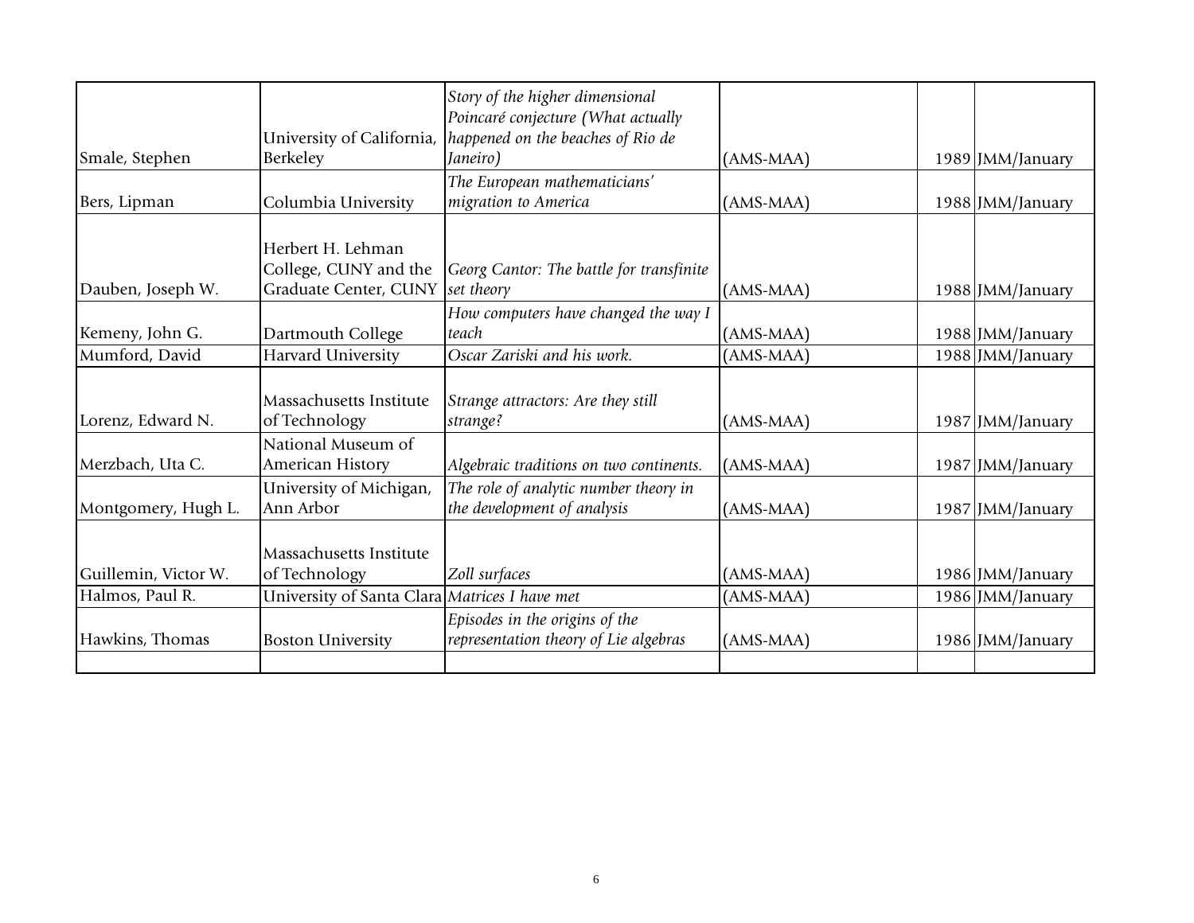| | | | | | |
|---|---|---|---|---|---|
| Smale, Stephen | University of California, Berkeley | *Story of the higher dimensional Poincaré conjecture (What actually happened on the beaches of Rio de Janeiro)* | (AMS-MAA) | 1989 | JMM/January |
| Bers, Lipman | Columbia University | *The European mathematicians' migration to America* | (AMS-MAA) | 1988 | JMM/January |
| Dauben, Joseph W. | Herbert H. Lehman College, CUNY and the Graduate Center, CUNY | *Georg Cantor: The battle for transfinite set theory* | (AMS-MAA) | 1988 | JMM/January |
| Kemeny, John G. | Dartmouth College | *How computers have changed the way I teach* | (AMS-MAA) | 1988 | JMM/January |
| Mumford, David | Harvard University | *Oscar Zariski and his work.* | (AMS-MAA) | 1988 | JMM/January |
| Lorenz, Edward N. | Massachusetts Institute of Technology | *Strange attractors: Are they still strange?* | (AMS-MAA) | 1987 | JMM/January |
| Merzbach, Uta C. | National Museum of American History | *Algebraic traditions on two continents.* | (AMS-MAA) | 1987 | JMM/January |
| Montgomery, Hugh L. | University of Michigan, Ann Arbor | *The role of analytic number theory in the development of analysis* | (AMS-MAA) | 1987 | JMM/January |
| Guillemin, Victor W. | Massachusetts Institute of Technology | *Zoll surfaces* | (AMS-MAA) | 1986 | JMM/January |
| Halmos, Paul R. | University of Santa Clara | *Matrices I have met* | (AMS-MAA) | 1986 | JMM/January |
| Hawkins, Thomas | Boston University | *Episodes in the origins of the representation theory of Lie algebras* | (AMS-MAA) | 1986 | JMM/January |
| | | | | | |